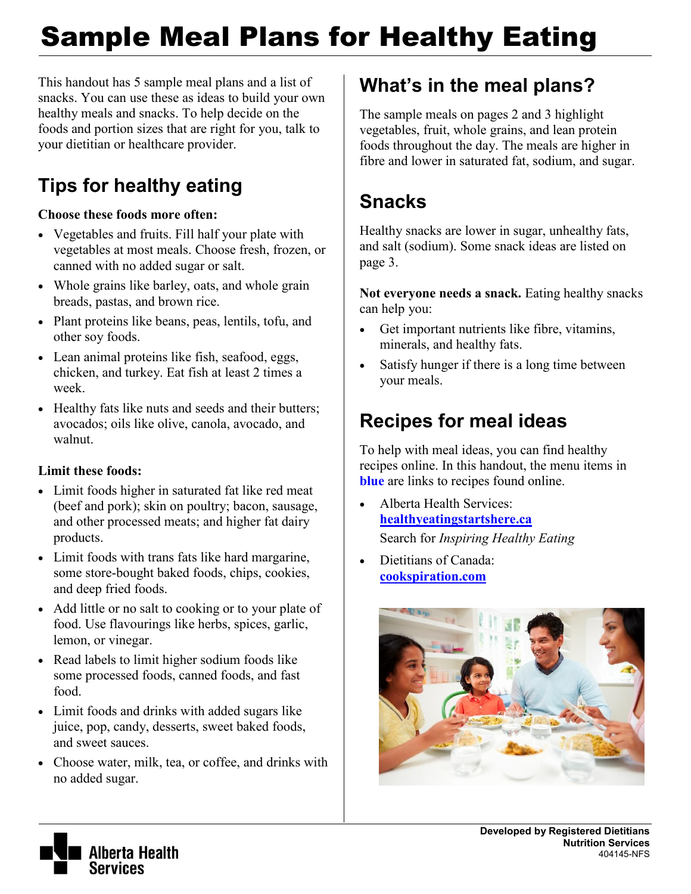# Sample Meal Plans for Healthy Eating

This handout has 5 sample meal plans and a list of snacks. You can use these as ideas to build your own healthy meals and snacks. To help decide on the foods and portion sizes that are right for you, talk to your dietitian or healthcare provider.

## Tips for healthy eating

**Choose these foods more often:**

- Vegetables and fruits. Fill half your plate with vegetables at most meals. Choose fresh, frozen, or canned with no added sugar or salt.
- Whole grains like barley, oats, and whole grain breads, pastas, and brown rice.
- Plant proteins like beans, peas, lentils, tofu, and other soy foods.
- Lean animal proteins like fish, seafood, eggs, chicken, and turkey. Eat fish at least 2 times a week.
- Healthy fats like nuts and seeds and their butters; avocados; oils like olive, canola, avocado, and walnut.

**Limit these foods:**

- Limit foods higher in saturated fat like red meat (beef and pork); skin on poultry; bacon, sausage, and other processed meats; and higher fat dairy products.
- Limit foods with trans fats like hard margarine, some store-bought baked foods, chips, cookies, and deep fried foods.
- Add little or no salt to cooking or to your plate of food. Use flavourings like herbs, spices, garlic, lemon, or vinegar.
- Read labels to limit higher sodium foods like some processed foods, canned foods, and fast food.
- Limit foods and drinks with added sugars like juice, pop, candy, desserts, sweet baked foods, and sweet sauces.
- Choose water, milk, tea, or coffee, and drinks with no added sugar.

## What's in the meal plans?

The sample meals on pages 2 and 3 highlight vegetables, fruit, whole grains, and lean protein foods throughout the day. The meals are higher in fibre and lower in saturated fat, sodium, and sugar.

## Snacks

Healthy snacks are lower in sugar, unhealthy fats, and salt (sodium). Some snack ideas are listed on page 3.

**Not everyone needs a snack.** Eating healthy snacks can help you:

- Get important nutrients like fibre, vitamins, minerals, and healthy fats.
- Satisfy hunger if there is a long time between your meals.

## Recipes for meal ideas

To help with meal ideas, you can find healthy recipes online. In this handout, the menu items in **blue** are links to recipes found online.

- Alberta Health Services: **healthyeatingstartshere.ca**
  Search for *Inspiring Healthy Eating*
- Dietitians of Canada: **cookspiration.com**

**Developed by Registered Dietitians**
**Nutrition Services**
404145-NFS

Alberta Health Services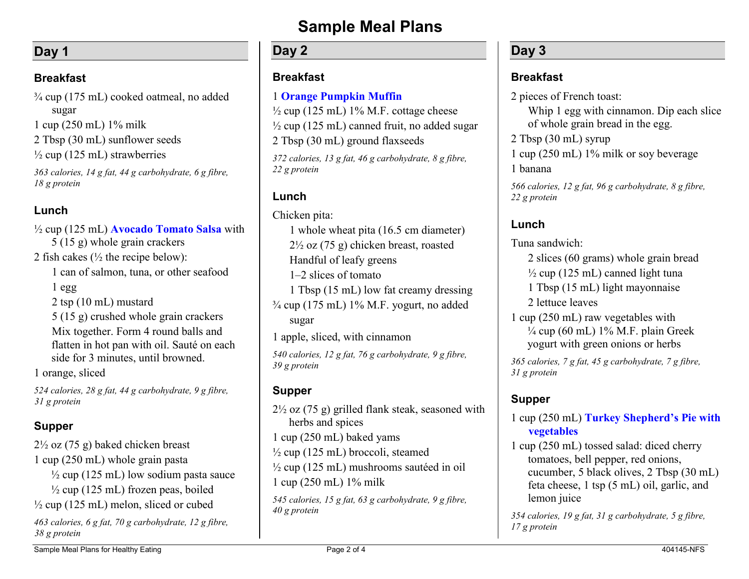# Sample Meal Plans

## Day 1

### Breakfast

¾ cup (175 mL) cooked oatmeal, no added sugar
1 cup (250 mL) 1% milk
2 Tbsp (30 mL) sunflower seeds
½ cup (125 mL) strawberries

*363 calories, 14 g fat, 44 g carbohydrate, 6 g fibre, 18 g protein*

### Lunch

½ cup (125 mL) **Avocado Tomato Salsa** with 5 (15 g) whole grain crackers
2 fish cakes (½ the recipe below):
- 1 can of salmon, tuna, or other seafood
- 1 egg
- 2 tsp (10 mL) mustard
- 5 (15 g) crushed whole grain crackers
- Mix together. Form 4 round balls and flatten in hot pan with oil. Sauté on each side for 3 minutes, until browned.

1 orange, sliced

*524 calories, 28 g fat, 44 g carbohydrate, 9 g fibre, 31 g protein*

### Supper

2½ oz (75 g) baked chicken breast
1 cup (250 mL) whole grain pasta
- ½ cup (125 mL) low sodium pasta sauce
- ½ cup (125 mL) frozen peas, boiled

½ cup (125 mL) melon, sliced or cubed

*463 calories, 6 g fat, 70 g carbohydrate, 12 g fibre, 38 g protein*

## Day 2

### Breakfast

1 **Orange Pumpkin Muffin**
½ cup (125 mL) 1% M.F. cottage cheese
½ cup (125 mL) canned fruit, no added sugar
2 Tbsp (30 mL) ground flaxseeds

*372 calories, 13 g fat, 46 g carbohydrate, 8 g fibre, 22 g protein*

### Lunch

Chicken pita:
- 1 whole wheat pita (16.5 cm diameter)
- 2½ oz (75 g) chicken breast, roasted
- Handful of leafy greens
- 1–2 slices of tomato
- 1 Tbsp (15 mL) low fat creamy dressing

¾ cup (175 mL) 1% M.F. yogurt, no added sugar
1 apple, sliced, with cinnamon

*540 calories, 12 g fat, 76 g carbohydrate, 9 g fibre, 39 g protein*

### Supper

2½ oz (75 g) grilled flank steak, seasoned with herbs and spices
1 cup (250 mL) baked yams
½ cup (125 mL) broccoli, steamed
½ cup (125 mL) mushrooms sautéed in oil
1 cup (250 mL) 1% milk

*545 calories, 15 g fat, 63 g carbohydrate, 9 g fibre, 40 g protein*

## Day 3

### Breakfast

2 pieces of French toast:
- Whip 1 egg with cinnamon. Dip each slice of whole grain bread in the egg.

2 Tbsp (30 mL) syrup
1 cup (250 mL) 1% milk or soy beverage
1 banana

*566 calories, 12 g fat, 96 g carbohydrate, 8 g fibre, 22 g protein*

### Lunch

Tuna sandwich:
- 2 slices (60 grams) whole grain bread
- ½ cup (125 mL) canned light tuna
- 1 Tbsp (15 mL) light mayonnaise
- 2 lettuce leaves

1 cup (250 mL) raw vegetables with ¼ cup (60 mL) 1% M.F. plain Greek yogurt with green onions or herbs

*365 calories, 7 g fat, 45 g carbohydrate, 7 g fibre, 31 g protein*

### Supper

1 cup (250 mL) **Turkey Shepherd's Pie with vegetables**
1 cup (250 mL) tossed salad: diced cherry tomatoes, bell pepper, red onions, cucumber, 5 black olives, 2 Tbsp (30 mL) feta cheese, 1 tsp (5 mL) oil, garlic, and lemon juice

*354 calories, 19 g fat, 31 g carbohydrate, 5 g fibre, 17 g protein*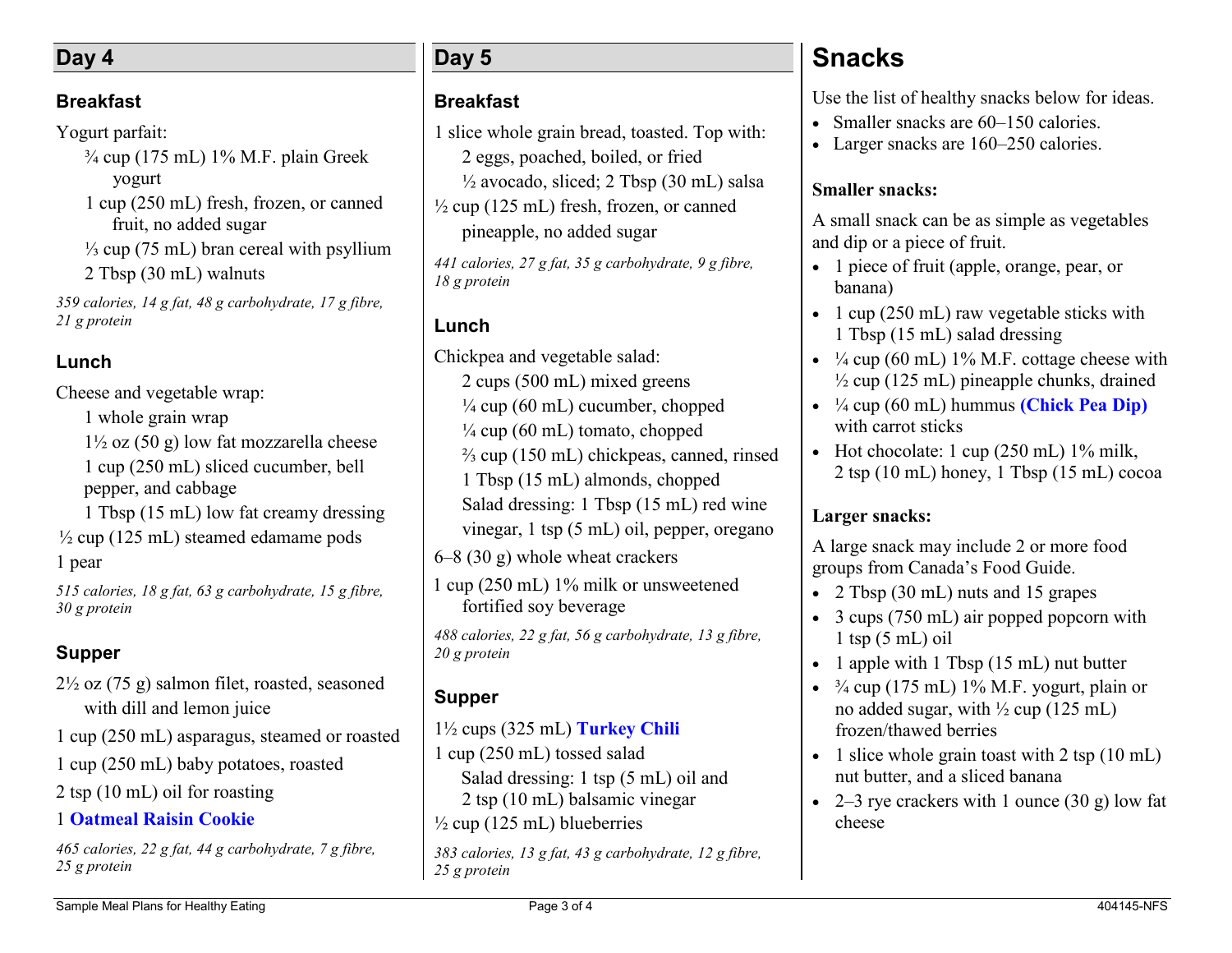## Day 4

### Breakfast

Yogurt parfait:

- ¾ cup (175 mL) 1% M.F. plain Greek yogurt
- 1 cup (250 mL) fresh, frozen, or canned fruit, no added sugar
- ⅓ cup (75 mL) bran cereal with psyllium
- 2 Tbsp (30 mL) walnuts

*359 calories, 14 g fat, 48 g carbohydrate, 17 g fibre, 21 g protein*

### Lunch

Cheese and vegetable wrap:

- 1 whole grain wrap
- 1½ oz (50 g) low fat mozzarella cheese
- 1 cup (250 mL) sliced cucumber, bell pepper, and cabbage
- 1 Tbsp (15 mL) low fat creamy dressing

½ cup (125 mL) steamed edamame pods

1 pear

*515 calories, 18 g fat, 63 g carbohydrate, 15 g fibre, 30 g protein*

### Supper

2½ oz (75 g) salmon filet, roasted, seasoned with dill and lemon juice

1 cup (250 mL) asparagus, steamed or roasted

1 cup (250 mL) baby potatoes, roasted

2 tsp (10 mL) oil for roasting

1 **Oatmeal Raisin Cookie**

*465 calories, 22 g fat, 44 g carbohydrate, 7 g fibre, 25 g protein*

## Day 5

### Breakfast

1 slice whole grain bread, toasted. Top with:

- 2 eggs, poached, boiled, or fried
- ½ avocado, sliced; 2 Tbsp (30 mL) salsa

½ cup (125 mL) fresh, frozen, or canned pineapple, no added sugar

*441 calories, 27 g fat, 35 g carbohydrate, 9 g fibre, 18 g protein*

### Lunch

Chickpea and vegetable salad:

- 2 cups (500 mL) mixed greens
- ¼ cup (60 mL) cucumber, chopped
- ¼ cup (60 mL) tomato, chopped
- ⅔ cup (150 mL) chickpeas, canned, rinsed
- 1 Tbsp (15 mL) almonds, chopped
- Salad dressing: 1 Tbsp (15 mL) red wine vinegar, 1 tsp (5 mL) oil, pepper, oregano

6–8 (30 g) whole wheat crackers

1 cup (250 mL) 1% milk or unsweetened fortified soy beverage

*488 calories, 22 g fat, 56 g carbohydrate, 13 g fibre, 20 g protein*

### Supper

1½ cups (325 mL) **Turkey Chili**

1 cup (250 mL) tossed salad

- Salad dressing: 1 tsp (5 mL) oil and 2 tsp (10 mL) balsamic vinegar

½ cup (125 mL) blueberries

*383 calories, 13 g fat, 43 g carbohydrate, 12 g fibre, 25 g protein*

# Snacks

Use the list of healthy snacks below for ideas.

- Smaller snacks are 60–150 calories.
- Larger snacks are 160–250 calories.

**Smaller snacks:**

A small snack can be as simple as vegetables and dip or a piece of fruit.

- 1 piece of fruit (apple, orange, pear, or banana)
- 1 cup (250 mL) raw vegetable sticks with 1 Tbsp (15 mL) salad dressing
- ¼ cup (60 mL) 1% M.F. cottage cheese with ½ cup (125 mL) pineapple chunks, drained
- ¼ cup (60 mL) hummus **(Chick Pea Dip)** with carrot sticks
- Hot chocolate: 1 cup (250 mL) 1% milk, 2 tsp (10 mL) honey, 1 Tbsp (15 mL) cocoa

**Larger snacks:**

A large snack may include 2 or more food groups from Canada's Food Guide.

- 2 Tbsp (30 mL) nuts and 15 grapes
- 3 cups (750 mL) air popped popcorn with 1 tsp (5 mL) oil
- 1 apple with 1 Tbsp (15 mL) nut butter
- ¾ cup (175 mL) 1% M.F. yogurt, plain or no added sugar, with ½ cup (125 mL) frozen/thawed berries
- 1 slice whole grain toast with 2 tsp (10 mL) nut butter, and a sliced banana
- 2–3 rye crackers with 1 ounce (30 g) low fat cheese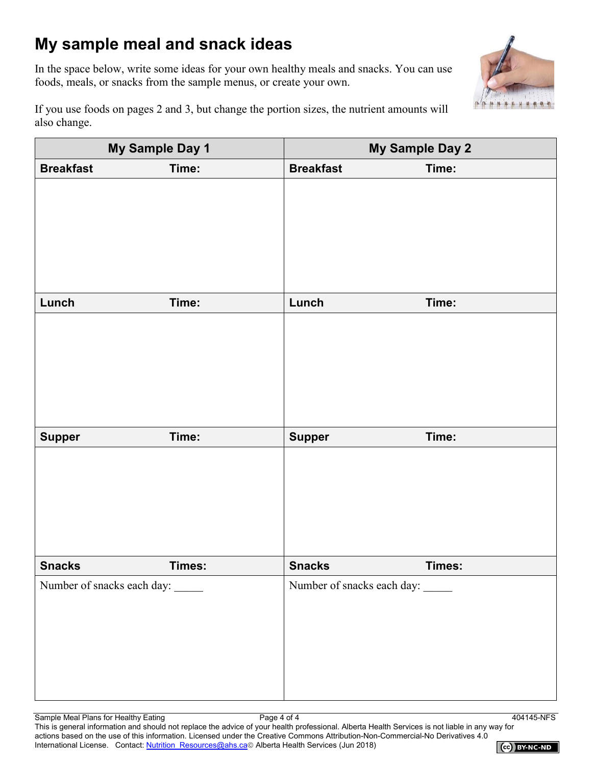# My sample meal and snack ideas

In the space below, write some ideas for your own healthy meals and snacks. You can use foods, meals, or snacks from the sample menus, or create your own.

If you use foods on pages 2 and 3, but change the portion sizes, the nutrient amounts will also change.

| My Sample Day 1 | | My Sample Day 2 | |
|---|---|---|---|
| **Breakfast** | **Time:** | **Breakfast** | **Time:** |
| | | | |
| **Lunch** | **Time:** | **Lunch** | **Time:** |
| | | | |
| **Supper** | **Time:** | **Supper** | **Time:** |
| | | | |
| **Snacks** | **Times:** | **Snacks** | **Times:** |
| Number of snacks each day: _____ | | Number of snacks each day: _____ | |

Sample Meal Plans for Healthy Eating 404145-NFS

This is general information and should not replace the advice of your health professional. Alberta Health Services is not liable in any way for actions based on the use of this information. Licensed under the Creative Commons Attribution-Non-Commercial-No Derivatives 4.0 International License. Contact: Nutrition_Resources@ahs.ca © Alberta Health Services (Jun 2018)